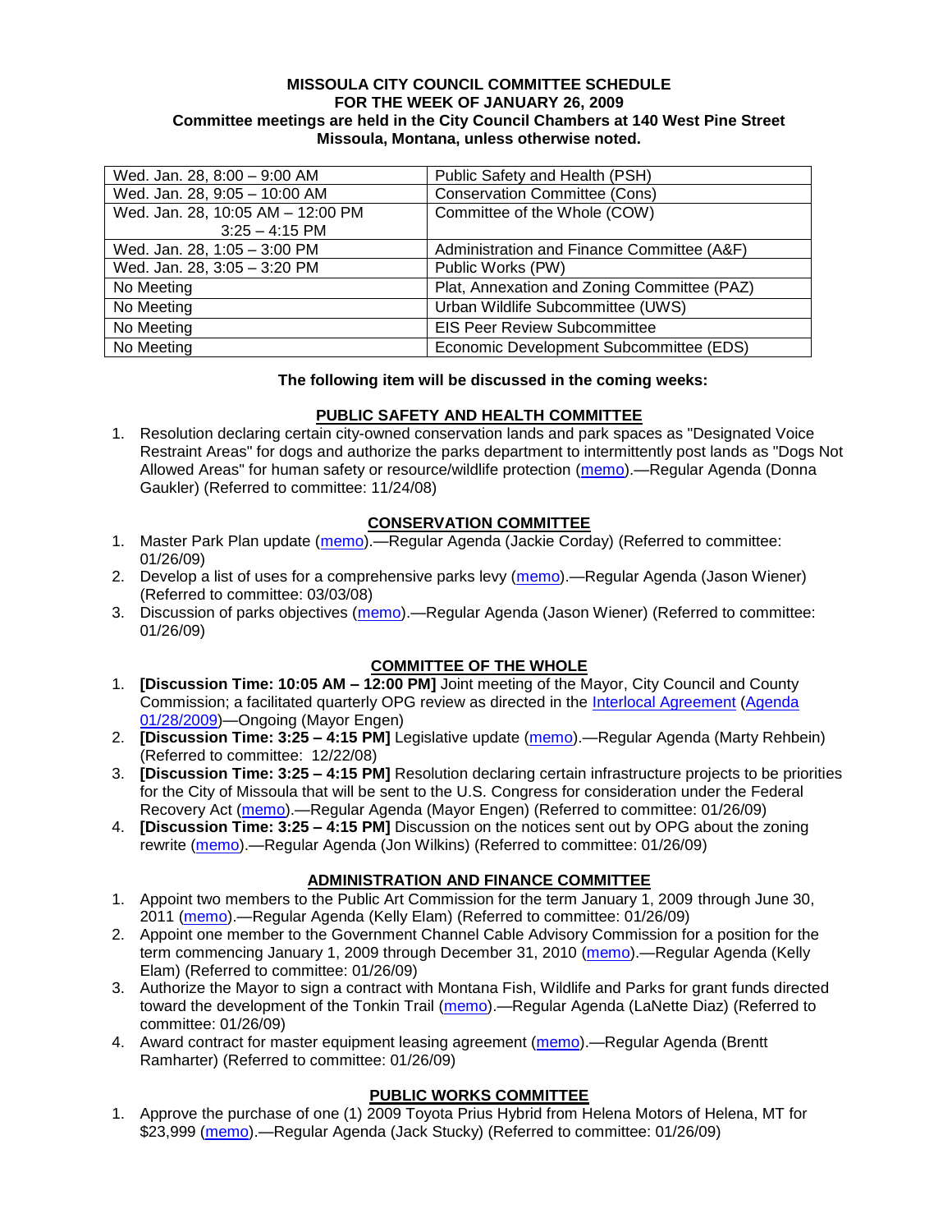**MISSOULA CITY COUNCIL COMMITTEE SCHEDULE**
**FOR THE WEEK OF JANUARY 26, 2009**
**Committee meetings are held in the City Council Chambers at 140 West Pine Street**
**Missoula, Montana, unless otherwise noted.**

| | |
|---|---|
| Wed. Jan. 28, 8:00 – 9:00 AM | Public Safety and Health (PSH) |
| Wed. Jan. 28, 9:05 – 10:00 AM | Conservation Committee (Cons) |
| Wed. Jan. 28, 10:05 AM – 12:00 PM<br>3:25 – 4:15 PM | Committee of the Whole (COW) |
| Wed. Jan. 28, 1:05 – 3:00 PM | Administration and Finance Committee (A&F) |
| Wed. Jan. 28, 3:05 – 3:20 PM | Public Works (PW) |
| No Meeting | Plat, Annexation and Zoning Committee (PAZ) |
| No Meeting | Urban Wildlife Subcommittee (UWS) |
| No Meeting | EIS Peer Review Subcommittee |
| No Meeting | Economic Development Subcommittee (EDS) |

**The following item will be discussed in the coming weeks:**

## PUBLIC SAFETY AND HEALTH COMMITTEE

1. Resolution declaring certain city-owned conservation lands and park spaces as "Designated Voice Restraint Areas" for dogs and authorize the parks department to intermittently post lands as "Dogs Not Allowed Areas" for human safety or resource/wildlife protection (memo).—Regular Agenda (Donna Gaukler) (Referred to committee: 11/24/08)

## CONSERVATION COMMITTEE

1. Master Park Plan update (memo).—Regular Agenda (Jackie Corday) (Referred to committee: 01/26/09)
2. Develop a list of uses for a comprehensive parks levy (memo).—Regular Agenda (Jason Wiener) (Referred to committee: 03/03/08)
3. Discussion of parks objectives (memo).—Regular Agenda (Jason Wiener) (Referred to committee: 01/26/09)

## COMMITTEE OF THE WHOLE

1. **[Discussion Time: 10:05 AM – 12:00 PM]** Joint meeting of the Mayor, City Council and County Commission; a facilitated quarterly OPG review as directed in the Interlocal Agreement (Agenda 01/28/2009)—Ongoing (Mayor Engen)
2. **[Discussion Time: 3:25 – 4:15 PM]** Legislative update (memo).—Regular Agenda (Marty Rehbein) (Referred to committee: 12/22/08)
3. **[Discussion Time: 3:25 – 4:15 PM]** Resolution declaring certain infrastructure projects to be priorities for the City of Missoula that will be sent to the U.S. Congress for consideration under the Federal Recovery Act (memo).—Regular Agenda (Mayor Engen) (Referred to committee: 01/26/09)
4. **[Discussion Time: 3:25 – 4:15 PM]** Discussion on the notices sent out by OPG about the zoning rewrite (memo).—Regular Agenda (Jon Wilkins) (Referred to committee: 01/26/09)

## ADMINISTRATION AND FINANCE COMMITTEE

1. Appoint two members to the Public Art Commission for the term January 1, 2009 through June 30, 2011 (memo).—Regular Agenda (Kelly Elam) (Referred to committee: 01/26/09)
2. Appoint one member to the Government Channel Cable Advisory Commission for a position for the term commencing January 1, 2009 through December 31, 2010 (memo).—Regular Agenda (Kelly Elam) (Referred to committee: 01/26/09)
3. Authorize the Mayor to sign a contract with Montana Fish, Wildlife and Parks for grant funds directed toward the development of the Tonkin Trail (memo).—Regular Agenda (LaNette Diaz) (Referred to committee: 01/26/09)
4. Award contract for master equipment leasing agreement (memo).—Regular Agenda (Brentt Ramharter) (Referred to committee: 01/26/09)

## PUBLIC WORKS COMMITTEE

1. Approve the purchase of one (1) 2009 Toyota Prius Hybrid from Helena Motors of Helena, MT for $23,999 (memo).—Regular Agenda (Jack Stucky) (Referred to committee: 01/26/09)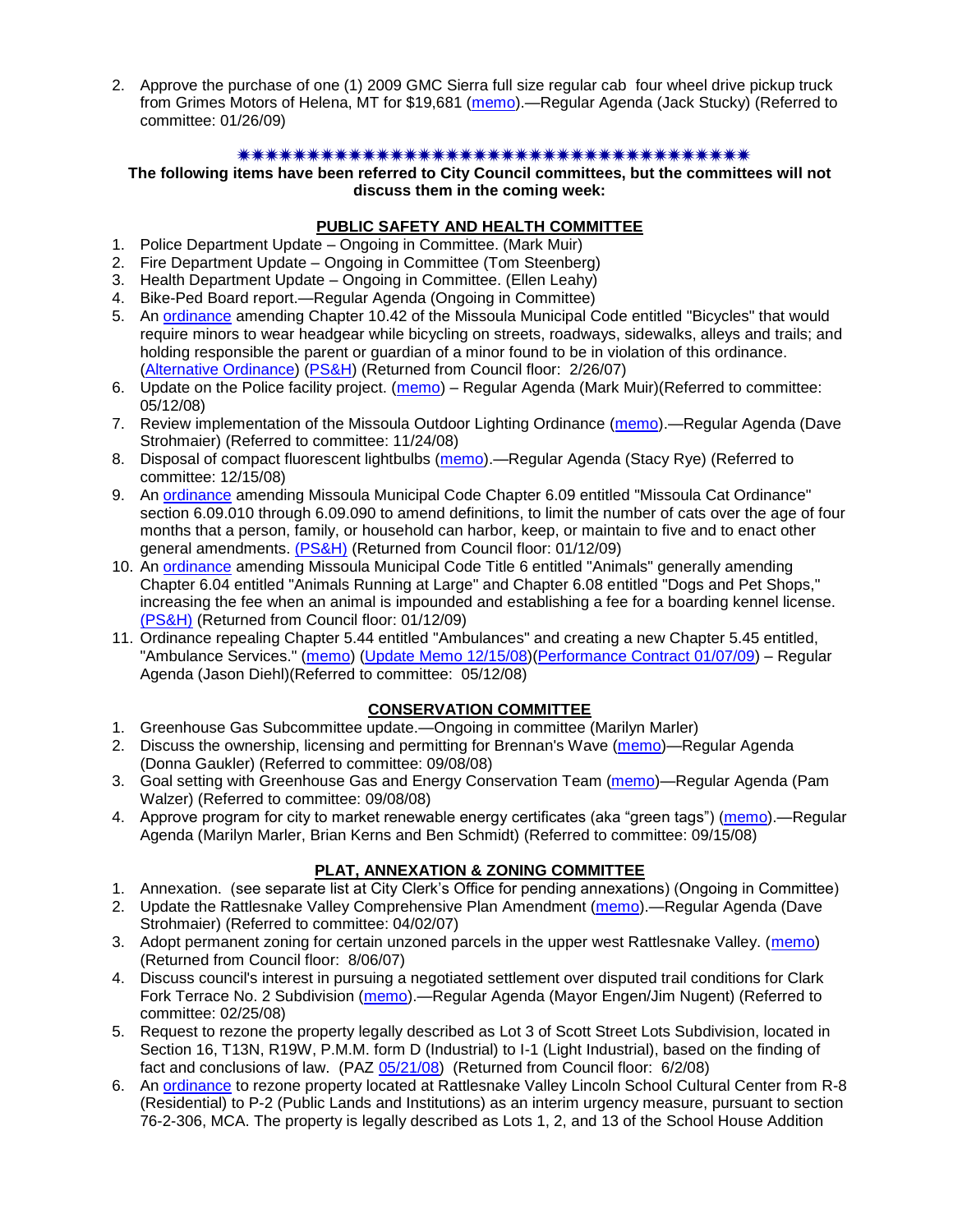2. Approve the purchase of one (1) 2009 GMC Sierra full size regular cab four wheel drive pickup truck from Grimes Motors of Helena, MT for $19,681 (memo).—Regular Agenda (Jack Stucky) (Referred to committee: 01/26/09)

✷✷✷✷✷✷✷✷✷✷✷✷✷✷✷✷✷✷✷✷✷✷✷✷✷✷✷✷✷✷✷✷✷✷✷✷✷✷✷✷

**The following items have been referred to City Council committees, but the committees will not discuss them in the coming week:**

## PUBLIC SAFETY AND HEALTH COMMITTEE

1. Police Department Update – Ongoing in Committee. (Mark Muir)
2. Fire Department Update – Ongoing in Committee (Tom Steenberg)
3. Health Department Update – Ongoing in Committee. (Ellen Leahy)
4. Bike-Ped Board report.—Regular Agenda (Ongoing in Committee)
5. An ordinance amending Chapter 10.42 of the Missoula Municipal Code entitled "Bicycles" that would require minors to wear headgear while bicycling on streets, roadways, sidewalks, alleys and trails; and holding responsible the parent or guardian of a minor found to be in violation of this ordinance. (Alternative Ordinance) (PS&H) (Returned from Council floor: 2/26/07)
6. Update on the Police facility project. (memo) – Regular Agenda (Mark Muir)(Referred to committee: 05/12/08)
7. Review implementation of the Missoula Outdoor Lighting Ordinance (memo).—Regular Agenda (Dave Strohmaier) (Referred to committee: 11/24/08)
8. Disposal of compact fluorescent lightbulbs (memo).—Regular Agenda (Stacy Rye) (Referred to committee: 12/15/08)
9. An ordinance amending Missoula Municipal Code Chapter 6.09 entitled "Missoula Cat Ordinance" section 6.09.010 through 6.09.090 to amend definitions, to limit the number of cats over the age of four months that a person, family, or household can harbor, keep, or maintain to five and to enact other general amendments. (PS&H) (Returned from Council floor: 01/12/09)
10. An ordinance amending Missoula Municipal Code Title 6 entitled "Animals" generally amending Chapter 6.04 entitled "Animals Running at Large" and Chapter 6.08 entitled "Dogs and Pet Shops," increasing the fee when an animal is impounded and establishing a fee for a boarding kennel license. (PS&H) (Returned from Council floor: 01/12/09)
11. Ordinance repealing Chapter 5.44 entitled "Ambulances" and creating a new Chapter 5.45 entitled, "Ambulance Services." (memo) (Update Memo 12/15/08)(Performance Contract 01/07/09) – Regular Agenda (Jason Diehl)(Referred to committee: 05/12/08)

## CONSERVATION COMMITTEE

1. Greenhouse Gas Subcommittee update.—Ongoing in committee (Marilyn Marler)
2. Discuss the ownership, licensing and permitting for Brennan's Wave (memo)—Regular Agenda (Donna Gaukler) (Referred to committee: 09/08/08)
3. Goal setting with Greenhouse Gas and Energy Conservation Team (memo)—Regular Agenda (Pam Walzer) (Referred to committee: 09/08/08)
4. Approve program for city to market renewable energy certificates (aka "green tags") (memo).—Regular Agenda (Marilyn Marler, Brian Kerns and Ben Schmidt) (Referred to committee: 09/15/08)

## PLAT, ANNEXATION & ZONING COMMITTEE

1. Annexation. (see separate list at City Clerk's Office for pending annexations) (Ongoing in Committee)
2. Update the Rattlesnake Valley Comprehensive Plan Amendment (memo).—Regular Agenda (Dave Strohmaier) (Referred to committee: 04/02/07)
3. Adopt permanent zoning for certain unzoned parcels in the upper west Rattlesnake Valley. (memo) (Returned from Council floor: 8/06/07)
4. Discuss council's interest in pursuing a negotiated settlement over disputed trail conditions for Clark Fork Terrace No. 2 Subdivision (memo).—Regular Agenda (Mayor Engen/Jim Nugent) (Referred to committee: 02/25/08)
5. Request to rezone the property legally described as Lot 3 of Scott Street Lots Subdivision, located in Section 16, T13N, R19W, P.M.M. form D (Industrial) to I-1 (Light Industrial), based on the finding of fact and conclusions of law. (PAZ 05/21/08) (Returned from Council floor: 6/2/08)
6. An ordinance to rezone property located at Rattlesnake Valley Lincoln School Cultural Center from R-8 (Residential) to P-2 (Public Lands and Institutions) as an interim urgency measure, pursuant to section 76-2-306, MCA. The property is legally described as Lots 1, 2, and 13 of the School House Addition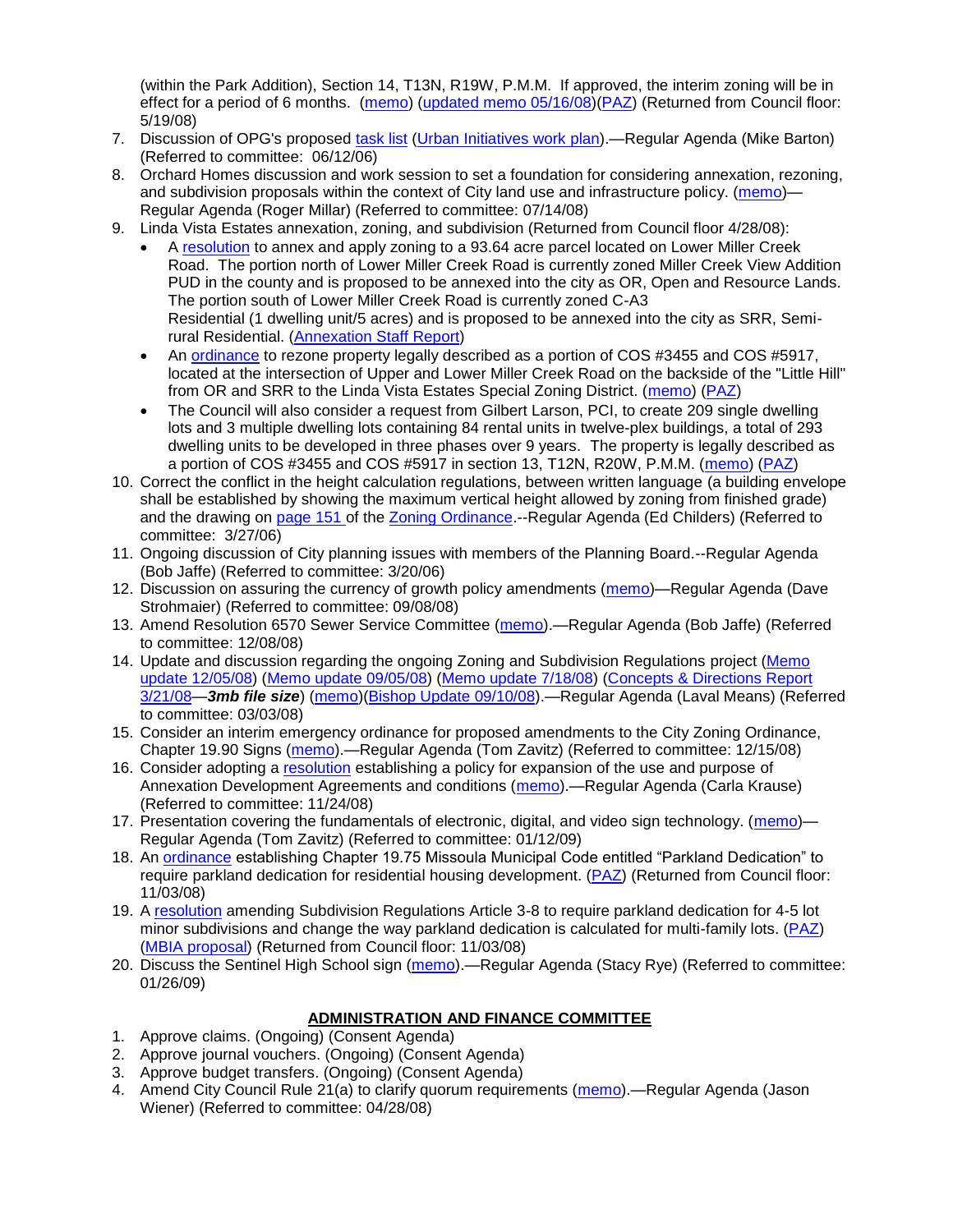(within the Park Addition), Section 14, T13N, R19W, P.M.M. If approved, the interim zoning will be in effect for a period of 6 months. (memo) (updated memo 05/16/08)(PAZ) (Returned from Council floor: 5/19/08)

7. Discussion of OPG's proposed task list (Urban Initiatives work plan).—Regular Agenda (Mike Barton) (Referred to committee: 06/12/06)
8. Orchard Homes discussion and work session to set a foundation for considering annexation, rezoning, and subdivision proposals within the context of City land use and infrastructure policy. (memo)—Regular Agenda (Roger Millar) (Referred to committee: 07/14/08)
9. Linda Vista Estates annexation, zoning, and subdivision (Returned from Council floor 4/28/08):
   - A resolution to annex and apply zoning to a 93.64 acre parcel located on Lower Miller Creek Road. The portion north of Lower Miller Creek Road is currently zoned Miller Creek View Addition PUD in the county and is proposed to be annexed into the city as OR, Open and Resource Lands. The portion south of Lower Miller Creek Road is currently zoned C-A3 Residential (1 dwelling unit/5 acres) and is proposed to be annexed into the city as SRR, Semi-rural Residential. (Annexation Staff Report)
   - An ordinance to rezone property legally described as a portion of COS #3455 and COS #5917, located at the intersection of Upper and Lower Miller Creek Road on the backside of the "Little Hill" from OR and SRR to the Linda Vista Estates Special Zoning District. (memo) (PAZ)
   - The Council will also consider a request from Gilbert Larson, PCI, to create 209 single dwelling lots and 3 multiple dwelling lots containing 84 rental units in twelve-plex buildings, a total of 293 dwelling units to be developed in three phases over 9 years. The property is legally described as a portion of COS #3455 and COS #5917 in section 13, T12N, R20W, P.M.M. (memo) (PAZ)
10. Correct the conflict in the height calculation regulations, between written language (a building envelope shall be established by showing the maximum vertical height allowed by zoning from finished grade) and the drawing on page 151 of the Zoning Ordinance.--Regular Agenda (Ed Childers) (Referred to committee: 3/27/06)
11. Ongoing discussion of City planning issues with members of the Planning Board.--Regular Agenda (Bob Jaffe) (Referred to committee: 3/20/06)
12. Discussion on assuring the currency of growth policy amendments (memo)—Regular Agenda (Dave Strohmaier) (Referred to committee: 09/08/08)
13. Amend Resolution 6570 Sewer Service Committee (memo).—Regular Agenda (Bob Jaffe) (Referred to committee: 12/08/08)
14. Update and discussion regarding the ongoing Zoning and Subdivision Regulations project (Memo update 12/05/08) (Memo update 09/05/08) (Memo update 7/18/08) (Concepts & Directions Report 3/21/08—***3mb file size***) (memo)(Bishop Update 09/10/08).—Regular Agenda (Laval Means) (Referred to committee: 03/03/08)
15. Consider an interim emergency ordinance for proposed amendments to the City Zoning Ordinance, Chapter 19.90 Signs (memo).—Regular Agenda (Tom Zavitz) (Referred to committee: 12/15/08)
16. Consider adopting a resolution establishing a policy for expansion of the use and purpose of Annexation Development Agreements and conditions (memo).—Regular Agenda (Carla Krause) (Referred to committee: 11/24/08)
17. Presentation covering the fundamentals of electronic, digital, and video sign technology. (memo)—Regular Agenda (Tom Zavitz) (Referred to committee: 01/12/09)
18. An ordinance establishing Chapter 19.75 Missoula Municipal Code entitled "Parkland Dedication" to require parkland dedication for residential housing development. (PAZ) (Returned from Council floor: 11/03/08)
19. A resolution amending Subdivision Regulations Article 3-8 to require parkland dedication for 4-5 lot minor subdivisions and change the way parkland dedication is calculated for multi-family lots. (PAZ) (MBIA proposal) (Returned from Council floor: 11/03/08)
20. Discuss the Sentinel High School sign (memo).—Regular Agenda (Stacy Rye) (Referred to committee: 01/26/09)

## ADMINISTRATION AND FINANCE COMMITTEE

1. Approve claims. (Ongoing) (Consent Agenda)
2. Approve journal vouchers. (Ongoing) (Consent Agenda)
3. Approve budget transfers. (Ongoing) (Consent Agenda)
4. Amend City Council Rule 21(a) to clarify quorum requirements (memo).—Regular Agenda (Jason Wiener) (Referred to committee: 04/28/08)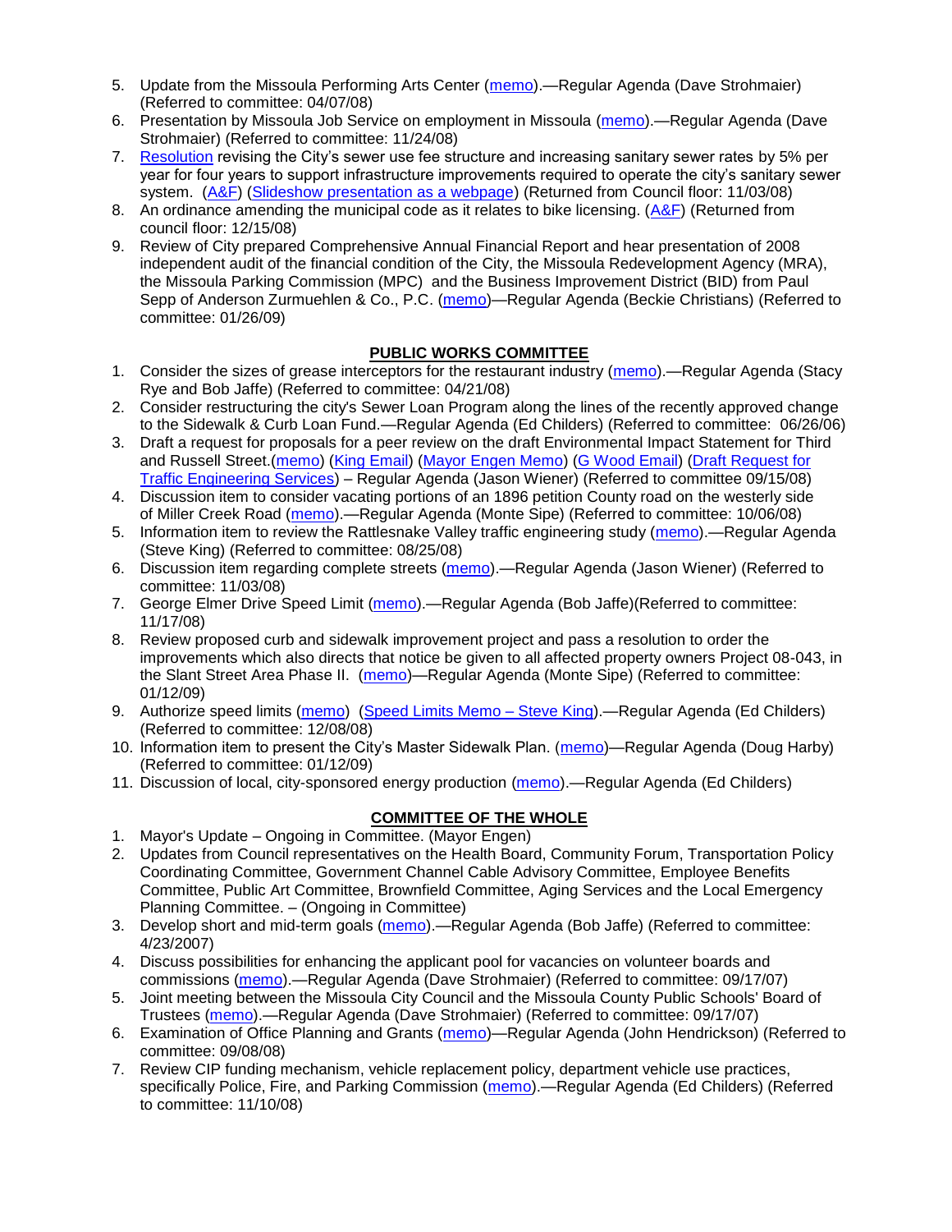5. Update from the Missoula Performing Arts Center (memo).—Regular Agenda (Dave Strohmaier) (Referred to committee: 04/07/08)
6. Presentation by Missoula Job Service on employment in Missoula (memo).—Regular Agenda (Dave Strohmaier) (Referred to committee: 11/24/08)
7. Resolution revising the City's sewer use fee structure and increasing sanitary sewer rates by 5% per year for four years to support infrastructure improvements required to operate the city's sanitary sewer system. (A&F) (Slideshow presentation as a webpage) (Returned from Council floor: 11/03/08)
8. An ordinance amending the municipal code as it relates to bike licensing. (A&F) (Returned from council floor: 12/15/08)
9. Review of City prepared Comprehensive Annual Financial Report and hear presentation of 2008 independent audit of the financial condition of the City, the Missoula Redevelopment Agency (MRA), the Missoula Parking Commission (MPC) and the Business Improvement District (BID) from Paul Sepp of Anderson Zurmuehlen & Co., P.C. (memo)—Regular Agenda (Beckie Christians) (Referred to committee: 01/26/09)

## PUBLIC WORKS COMMITTEE

1. Consider the sizes of grease interceptors for the restaurant industry (memo).—Regular Agenda (Stacy Rye and Bob Jaffe) (Referred to committee: 04/21/08)
2. Consider restructuring the city's Sewer Loan Program along the lines of the recently approved change to the Sidewalk & Curb Loan Fund.—Regular Agenda (Ed Childers) (Referred to committee: 06/26/06)
3. Draft a request for proposals for a peer review on the draft Environmental Impact Statement for Third and Russell Street.(memo) (King Email) (Mayor Engen Memo) (G Wood Email) (Draft Request for Traffic Engineering Services) – Regular Agenda (Jason Wiener) (Referred to committee 09/15/08)
4. Discussion item to consider vacating portions of an 1896 petition County road on the westerly side of Miller Creek Road (memo).—Regular Agenda (Monte Sipe) (Referred to committee: 10/06/08)
5. Information item to review the Rattlesnake Valley traffic engineering study (memo).—Regular Agenda (Steve King) (Referred to committee: 08/25/08)
6. Discussion item regarding complete streets (memo).—Regular Agenda (Jason Wiener) (Referred to committee: 11/03/08)
7. George Elmer Drive Speed Limit (memo).—Regular Agenda (Bob Jaffe)(Referred to committee: 11/17/08)
8. Review proposed curb and sidewalk improvement project and pass a resolution to order the improvements which also directs that notice be given to all affected property owners Project 08-043, in the Slant Street Area Phase II. (memo)—Regular Agenda (Monte Sipe) (Referred to committee: 01/12/09)
9. Authorize speed limits (memo) (Speed Limits Memo – Steve King).—Regular Agenda (Ed Childers) (Referred to committee: 12/08/08)
10. Information item to present the City's Master Sidewalk Plan. (memo)—Regular Agenda (Doug Harby) (Referred to committee: 01/12/09)
11. Discussion of local, city-sponsored energy production (memo).—Regular Agenda (Ed Childers)

## COMMITTEE OF THE WHOLE

1. Mayor's Update – Ongoing in Committee. (Mayor Engen)
2. Updates from Council representatives on the Health Board, Community Forum, Transportation Policy Coordinating Committee, Government Channel Cable Advisory Committee, Employee Benefits Committee, Public Art Committee, Brownfield Committee, Aging Services and the Local Emergency Planning Committee. – (Ongoing in Committee)
3. Develop short and mid-term goals (memo).—Regular Agenda (Bob Jaffe) (Referred to committee: 4/23/2007)
4. Discuss possibilities for enhancing the applicant pool for vacancies on volunteer boards and commissions (memo).—Regular Agenda (Dave Strohmaier) (Referred to committee: 09/17/07)
5. Joint meeting between the Missoula City Council and the Missoula County Public Schools' Board of Trustees (memo).—Regular Agenda (Dave Strohmaier) (Referred to committee: 09/17/07)
6. Examination of Office Planning and Grants (memo)—Regular Agenda (John Hendrickson) (Referred to committee: 09/08/08)
7. Review CIP funding mechanism, vehicle replacement policy, department vehicle use practices, specifically Police, Fire, and Parking Commission (memo).—Regular Agenda (Ed Childers) (Referred to committee: 11/10/08)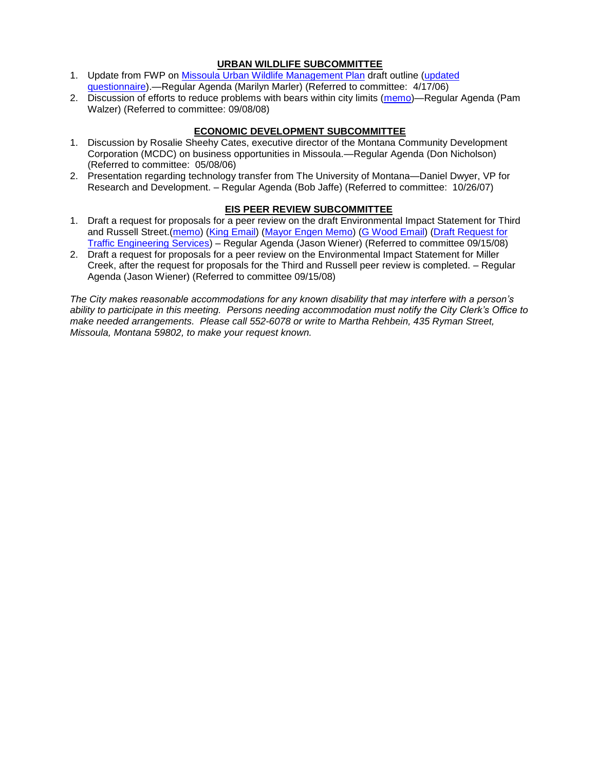**URBAN WILDLIFE SUBCOMMITTEE**

1. Update from FWP on Missoula Urban Wildlife Management Plan draft outline (updated questionnaire).—Regular Agenda (Marilyn Marler) (Referred to committee: 4/17/06)
2. Discussion of efforts to reduce problems with bears within city limits (memo)—Regular Agenda (Pam Walzer) (Referred to committee: 09/08/08)

**ECONOMIC DEVELOPMENT SUBCOMMITTEE**

1. Discussion by Rosalie Sheehy Cates, executive director of the Montana Community Development Corporation (MCDC) on business opportunities in Missoula.—Regular Agenda (Don Nicholson) (Referred to committee: 05/08/06)
2. Presentation regarding technology transfer from The University of Montana—Daniel Dwyer, VP for Research and Development. – Regular Agenda (Bob Jaffe) (Referred to committee: 10/26/07)

**EIS PEER REVIEW SUBCOMMITTEE**

1. Draft a request for proposals for a peer review on the draft Environmental Impact Statement for Third and Russell Street.(memo) (King Email) (Mayor Engen Memo) (G Wood Email) (Draft Request for Traffic Engineering Services) – Regular Agenda (Jason Wiener) (Referred to committee 09/15/08)
2. Draft a request for proposals for a peer review on the Environmental Impact Statement for Miller Creek, after the request for proposals for the Third and Russell peer review is completed. – Regular Agenda (Jason Wiener) (Referred to committee 09/15/08)

*The City makes reasonable accommodations for any known disability that may interfere with a person's ability to participate in this meeting. Persons needing accommodation must notify the City Clerk's Office to make needed arrangements. Please call 552-6078 or write to Martha Rehbein, 435 Ryman Street, Missoula, Montana 59802, to make your request known.*